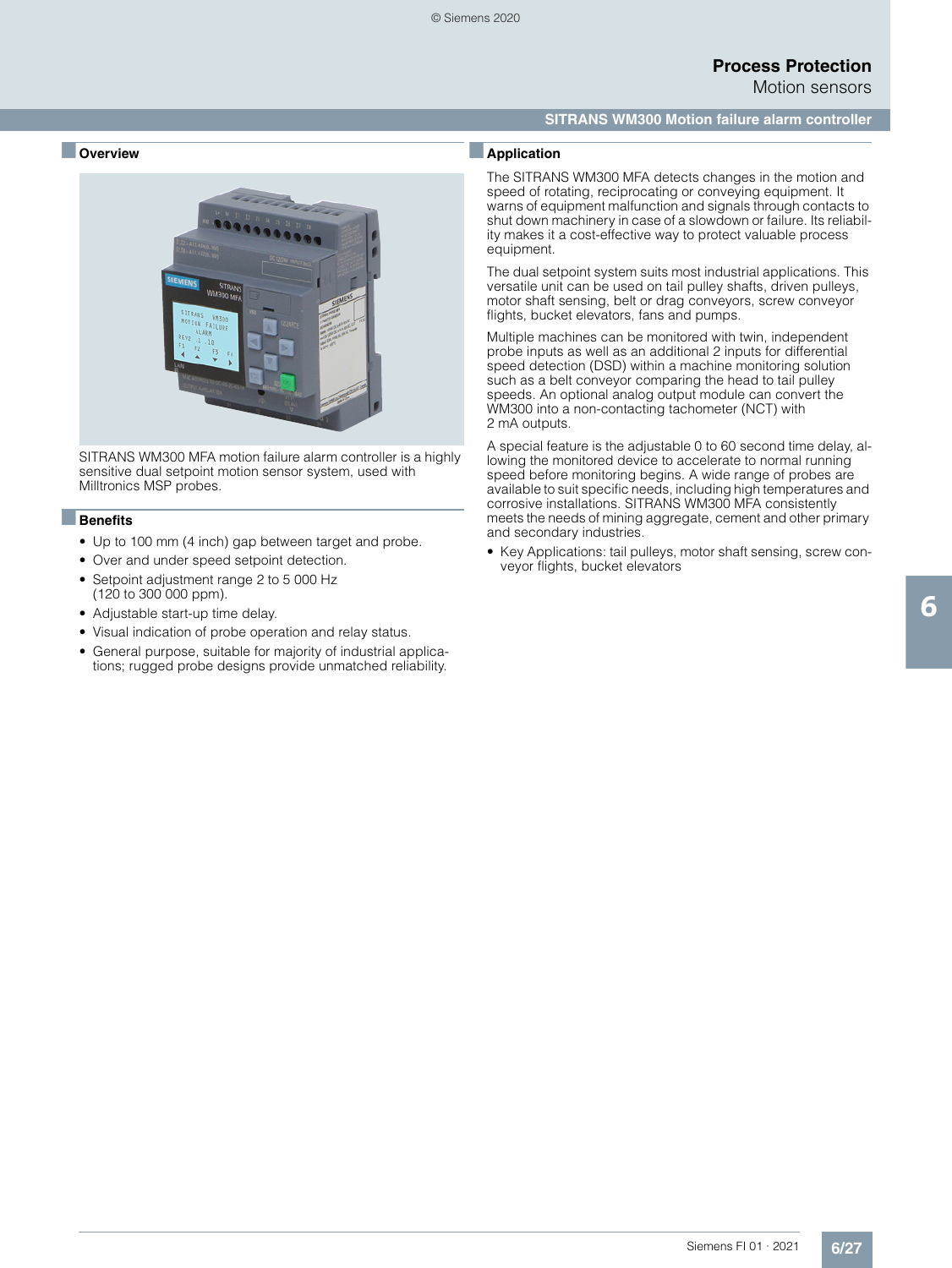# SITRANS WM300 Motion failure alarm controller

## Overview

SITRANS WM300 MFA motion failure alarm controller is a highly sensitive dual setpoint motion sensor system, used with Milltronics MSP probes.

## Benefits

- Up to 100 mm (4 inch) gap between target and probe.
- Over and under speed setpoint detection.
- Setpoint adjustment range 2 to 5 000 Hz (120 to 300 000 ppm).
- Adjustable start-up time delay.
- Visual indication of probe operation and relay status.
- General purpose, suitable for majority of industrial applications; rugged probe designs provide unmatched reliability.

## Application

The SITRANS WM300 MFA detects changes in the motion and speed of rotating, reciprocating or conveying equipment. It warns of equipment malfunction and signals through contacts to shut down machinery in case of a slowdown or failure. Its reliability makes it a cost-effective way to protect valuable process equipment.

The dual setpoint system suits most industrial applications. This versatile unit can be used on tail pulley shafts, driven pulleys, motor shaft sensing, belt or drag conveyors, screw conveyor flights, bucket elevators, fans and pumps.

Multiple machines can be monitored with twin, independent probe inputs as well as an additional 2 inputs for differential speed detection (DSD) within a machine monitoring solution such as a belt conveyor comparing the head to tail pulley speeds. An optional analog output module can convert the WM300 into a non-contacting tachometer (NCT) with 2 mA outputs.

A special feature is the adjustable 0 to 60 second time delay, allowing the monitored device to accelerate to normal running speed before monitoring begins. A wide range of probes are available to suit specific needs, including high temperatures and corrosive installations. SITRANS WM300 MFA consistently meets the needs of mining aggregate, cement and other primary and secondary industries.

- Key Applications: tail pulleys, motor shaft sensing, screw conveyor flights, bucket elevators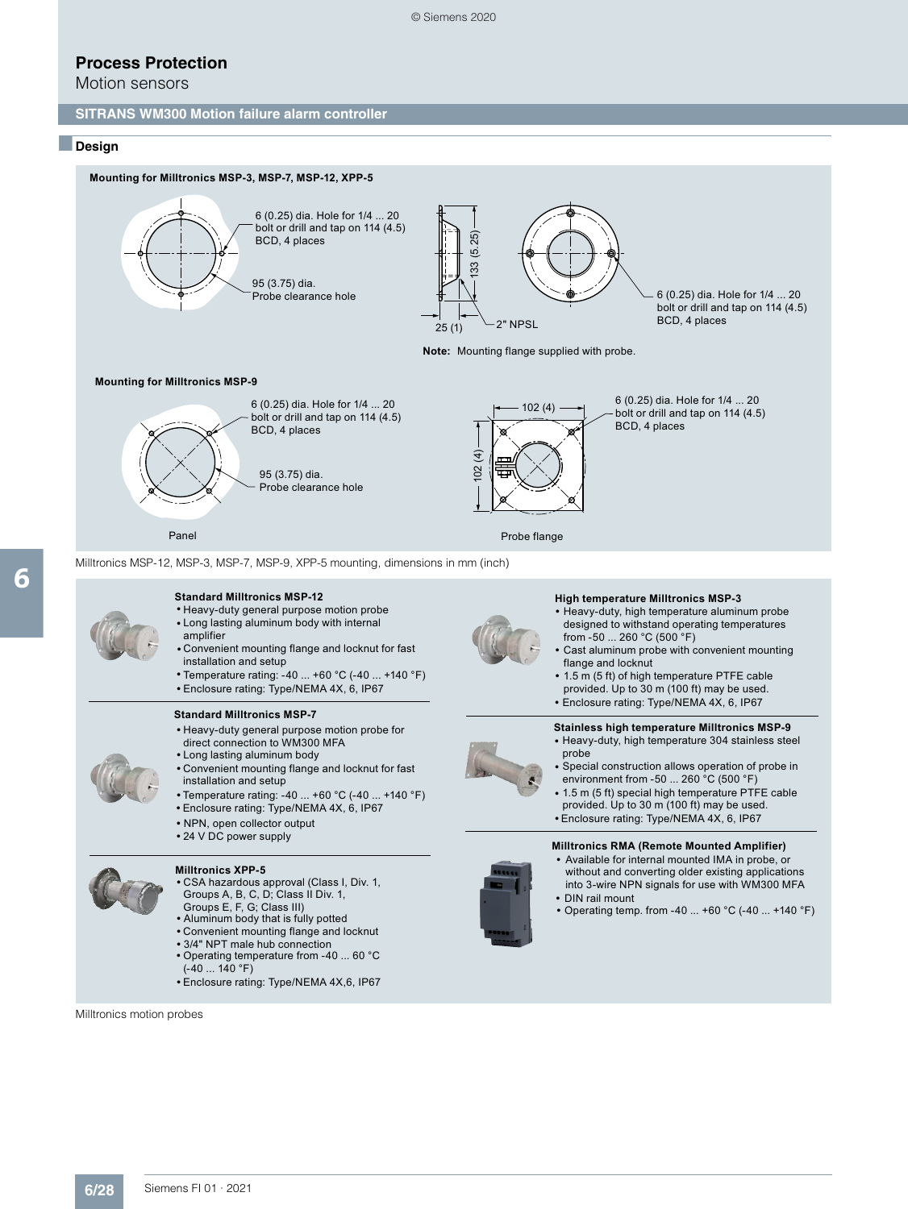## Process Protection

Motion sensors

### SITRANS WM300 Motion failure alarm controller

#### Design

**Mounting for Milltronics MSP-3, MSP-7, MSP-12, XPP-5**

6 (0.25) dia. Hole for 1/4 ... 20 bolt or drill and tap on 114 (4.5) BCD, 4 places

95 (3.75) dia. Probe clearance hole

133 (5.25)

25 (1)

2" NPSL

6 (0.25) dia. Hole for 1/4 ... 20 bolt or drill and tap on 114 (4.5) BCD, 4 places

**Note:** Mounting flange supplied with probe.

**Mounting for Milltronics MSP-9**

6 (0.25) dia. Hole for 1/4 ... 20 bolt or drill and tap on 114 (4.5) BCD, 4 places

95 (3.75) dia. Probe clearance hole

102 (4)

102 (4)

6 (0.25) dia. Hole for 1/4 ... 20 bolt or drill and tap on 114 (4.5) BCD, 4 places

Panel

Probe flange

Milltronics MSP-12, MSP-3, MSP-7, MSP-9, XPP-5 mounting, dimensions in mm (inch)

**Standard Milltronics MSP-12**
- Heavy-duty general purpose motion probe
- Long lasting aluminum body with internal amplifier
- Convenient mounting flange and locknut for fast installation and setup
- Temperature rating: -40 ... +60 °C (-40 ... +140 °F)
- Enclosure rating: Type/NEMA 4X, 6, IP67

**Standard Milltronics MSP-7**
- Heavy-duty general purpose motion probe for direct connection to WM300 MFA
- Long lasting aluminum body
- Convenient mounting flange and locknut for fast installation and setup
- Temperature rating: -40 ... +60 °C (-40 ... +140 °F)
- Enclosure rating: Type/NEMA 4X, 6, IP67
- NPN, open collector output
- 24 V DC power supply

**Milltronics XPP-5**
- CSA hazardous approval (Class I, Div. 1, Groups A, B, C, D; Class II Div. 1, Groups E, F, G; Class III)
- Aluminum body that is fully potted
- Convenient mounting flange and locknut
- 3/4" NPT male hub connection
- Operating temperature from -40 ... 60 °C (-40 ... 140 °F)
- Enclosure rating: Type/NEMA 4X,6, IP67

**High temperature Milltronics MSP-3**
- Heavy-duty, high temperature aluminum probe designed to withstand operating temperatures from -50 ... 260 °C (500 °F)
- Cast aluminum probe with convenient mounting flange and locknut
- 1.5 m (5 ft) of high temperature PTFE cable provided. Up to 30 m (100 ft) may be used.
- Enclosure rating: Type/NEMA 4X, 6, IP67

**Stainless high temperature Milltronics MSP-9**
- Heavy-duty, high temperature 304 stainless steel probe
- Special construction allows operation of probe in environment from -50 ... 260 °C (500 °F)
- 1.5 m (5 ft) special high temperature PTFE cable provided. Up to 30 m (100 ft) may be used.
- Enclosure rating: Type/NEMA 4X, 6, IP67

**Milltronics RMA (Remote Mounted Amplifier)**
- Available for internal mounted IMA in probe, or without and converting older existing applications into 3-wire NPN signals for use with WM300 MFA
- DIN rail mount
- Operating temp. from -40 ... +60 °C (-40 ... +140 °F)

Milltronics motion probes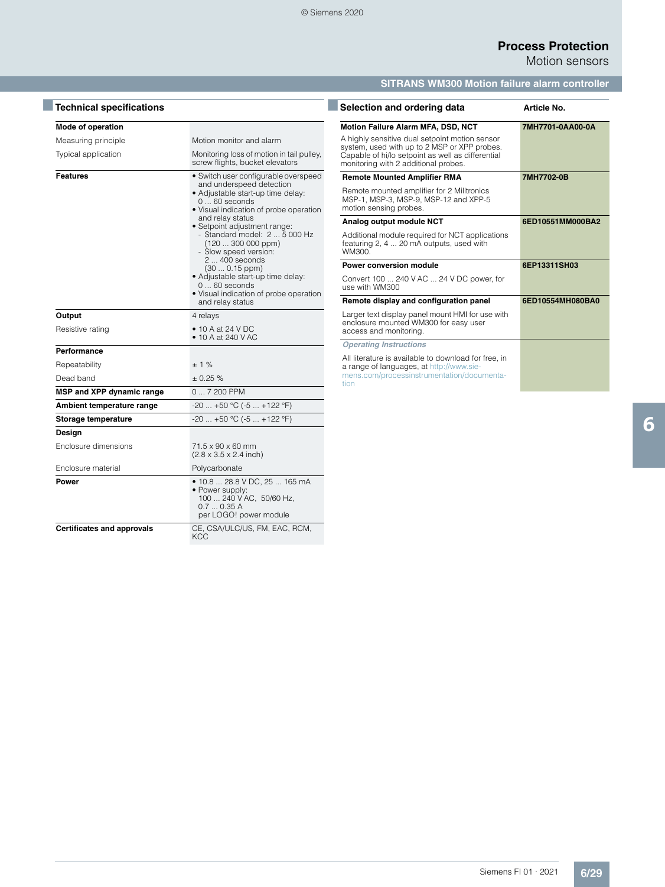## Technical specifications

| | |
|---|---|
| **Mode of operation** | |
| Measuring principle | Motion monitor and alarm |
| Typical application | Monitoring loss of motion in tail pulley, screw flights, bucket elevators |
| **Features** | • Switch user configurable overspeed and underspeed detection<br>• Adjustable start-up time delay: 0 ... 60 seconds<br>• Visual indication of probe operation and relay status<br>• Setpoint adjustment range:<br>- Standard model: 2 ... 5 000 Hz (120 ... 300 000 ppm)<br>- Slow speed version: 2 ... 400 seconds (30 ... 0.15 ppm)<br>• Adjustable start-up time delay: 0 ... 60 seconds<br>• Visual indication of probe operation and relay status |
| **Output** | 4 relays |
| Resistive rating | • 10 A at 24 V DC<br>• 10 A at 240 V AC |
| **Performance** | |
| Repeatability | ± 1 % |
| Dead band | ± 0.25 % |
| **MSP and XPP dynamic range** | 0 ... 7 200 PPM |
| **Ambient temperature range** | -20 ... +50 °C (-5 ... +122 °F) |
| **Storage temperature** | -20 ... +50 °C (-5 ... +122 °F) |
| **Design** | |
| Enclosure dimensions | 71.5 x 90 x 60 mm (2.8 x 3.5 x 2.4 inch) |
| Enclosure material | Polycarbonate |
| **Power** | • 10.8 ... 28.8 V DC, 25 ... 165 mA<br>• Power supply: 100 ... 240 V AC, 50/60 Hz, 0.7 ... 0.35 A per LOGO! power module |
| **Certificates and approvals** | CE, CSA/ULC/US, FM, EAC, RCM, KCC |

## Selection and ordering data

| | Article No. |
|---|---|
| **Motion Failure Alarm MFA, DSD, NCT**<br>A highly sensitive dual setpoint motion sensor system, used with up to 2 MSP or XPP probes. Capable of hi/lo setpoint as well as differential monitoring with 2 additional probes. | **7MH7701-0AA00-0A** |
| **Remote Mounted Amplifier RMA**<br>Remote mounted amplifier for 2 Milltronics MSP-1, MSP-3, MSP-9, MSP-12 and XPP-5 motion sensing probes. | **7MH7702-0B** |
| **Analog output module NCT**<br>Additional module required for NCT applications featuring 2, 4 ... 20 mA outputs, used with WM300. | **6ED10551MM000BA2** |
| **Power conversion module**<br>Convert 100 ... 240 V AC ... 24 V DC power, for use with WM300 | **6EP13311SH03** |
| **Remote display and configuration panel**<br>Larger text display panel mount HMI for use with enclosure mounted WM300 for easy user access and monitoring. | **6ED10554MH080BA0** |
| ***Operating Instructions***<br>All literature is available to download for free, in a range of languages, at http://www.siemens.com/processinstrumentation/documentation | |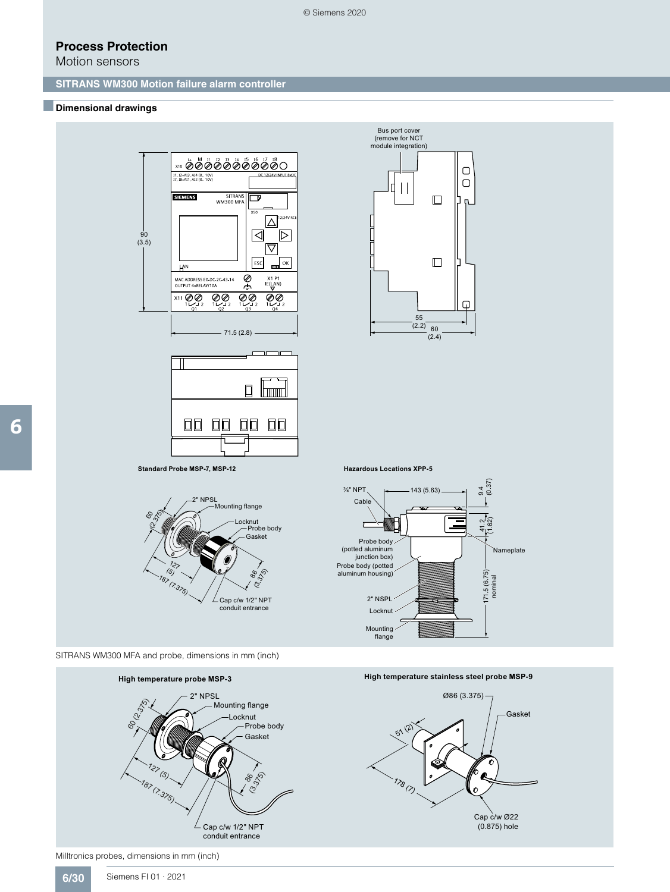# Process Protection

Motion sensors

## SITRANS WM300 Motion failure alarm controller

### Dimensional drawings

X10 L+ M I1 I2 I3 I4 I5 I6 I7 I8

I1, I2=AI3, AI4 (0.. 10V)
I7, I8=AI1, AI2 (0.. 10V)

DC 12/24V INPUT 8xDC

SIEMENS

SITRANS
WM300 MFA

X50

12/24V RCE

ESC OK

LAN

MAC ADDRESS E0-DC-2C-43-14
OUTPUT 4xRELAY/10A

X1 P1
IE(LAN)

X11 Q1 Q2 Q3 Q4

90
(3.5)

71.5 (2.8)

Bus port cover
(remove for NCT
module integration)

55
(2.2)

60
(2.4)

**Standard Probe MSP-7, MSP-12**

2" NPSL

Mounting flange

Locknut

Probe body

Gasket

60
(2.375)

127
(5)

187 (7.375)

86
(3.375)

Cap c/w 1/2" NPT
conduit entrance

**Hazardous Locations XPP-5**

¾" NPT

143 (5.63)

9.4
(0.37)

Cable

41.2
(1.62)

Nameplate

Probe body
(potted aluminum
junction box)

Probe body (potted
aluminum housing)

171.5 (6.75)
nominal

2" NSPL

Locknut

Mounting
flange

SITRANS WM300 MFA and probe, dimensions in mm (inch)

**High temperature probe MSP-3**

2" NPSL

Mounting flange

Locknut

Probe body

Gasket

60 (2.375)

127 (5)

187 (7.375)

86
(3.375)

Cap c/w 1/2" NPT
conduit entrance

**High temperature stainless steel probe MSP-9**

Ø86 (3.375)

Gasket

51 (2)

178 (7)

Cap c/w Ø22
(0.875) hole

Milltronics probes, dimensions in mm (inch)